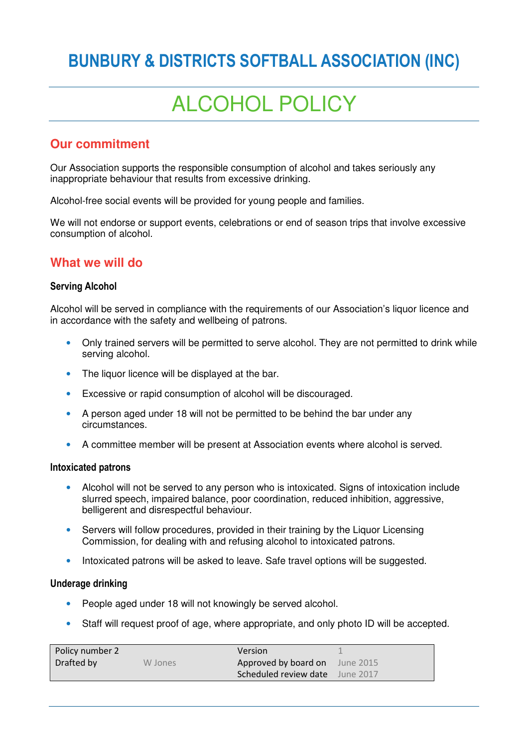# BUNBURY & DISTRICTS SOFTBALL ASSOCIATION (INC)

# ALCOHOL POLICY

## Our commitment

Our Association supports the responsible consumption of alcohol and takes seriously any inappropriate behaviour that results from excessive drinking.

Alcohol-free social events will be provided for young people and families.

We will not endorse or support events, celebrations or end of season trips that involve excessive consumption of alcohol.

## What we will do

### Serving Alcohol

Alcohol will be served in compliance with the requirements of our Association's liquor licence and in accordance with the safety and wellbeing of patrons.

- Only trained servers will be permitted to serve alcohol. They are not permitted to drink while serving alcohol.
- The liquor licence will be displayed at the bar.
- Excessive or rapid consumption of alcohol will be discouraged.
- A person aged under 18 will not be permitted to be behind the bar under any circumstances.
- A committee member will be present at Association events where alcohol is served.

### Intoxicated patrons

- Alcohol will not be served to any person who is intoxicated. Signs of intoxication include slurred speech, impaired balance, poor coordination, reduced inhibition, aggressive, belligerent and disrespectful behaviour.
- Servers will follow procedures, provided in their training by the Liquor Licensing Commission, for dealing with and refusing alcohol to intoxicated patrons.
- Intoxicated patrons will be asked to leave. Safe travel options will be suggested.

### Underage drinking

- People aged under 18 will not knowingly be served alcohol.
- Staff will request proof of age, where appropriate, and only photo ID will be accepted.

| Policy number 2 | | Version | 1 |
|---|---|---|---|
| Drafted by | W Jones | Approved by board on | June 2015 |
| | | Scheduled review date | June 2017 |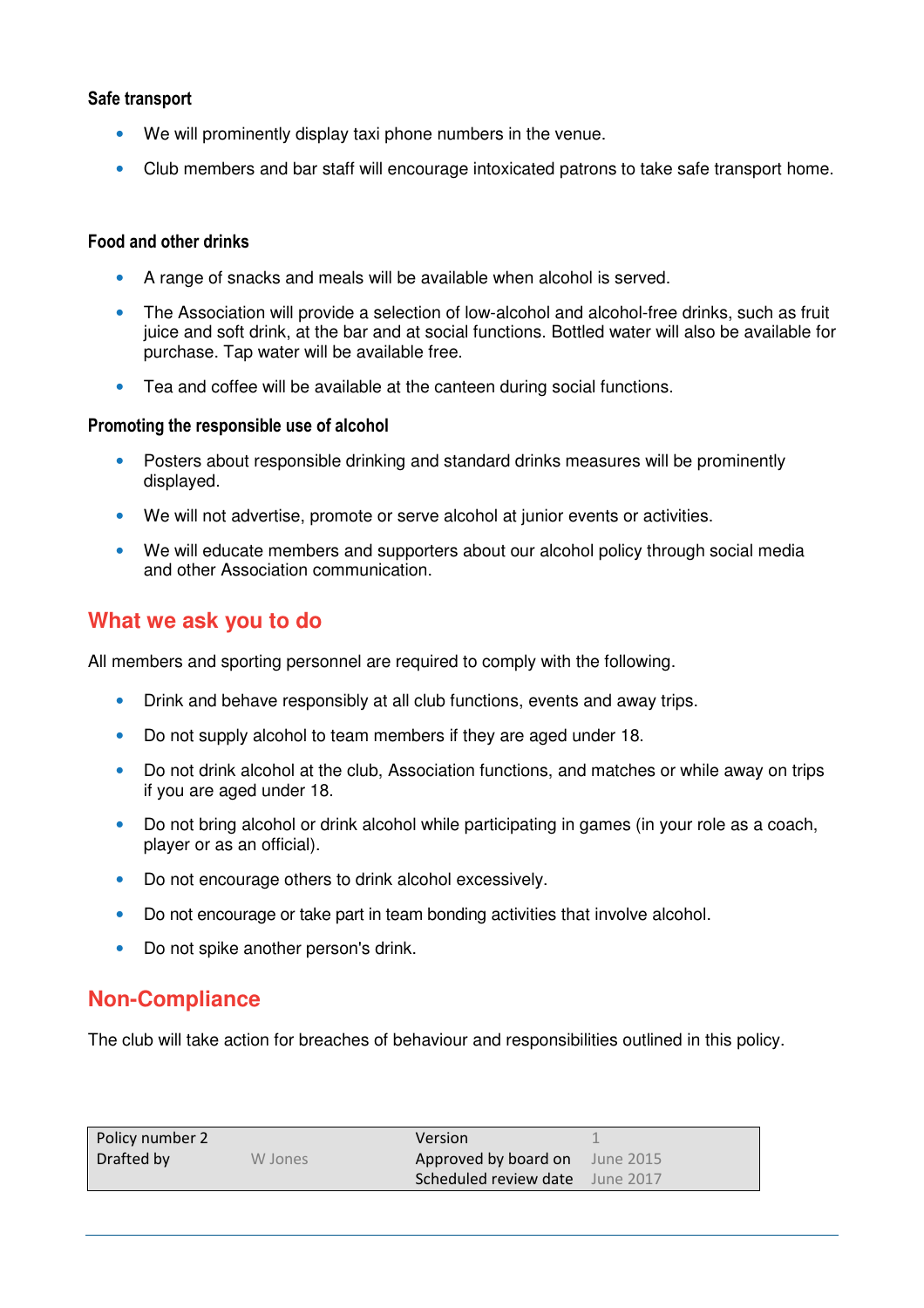### Safe transport

- We will prominently display taxi phone numbers in the venue.
- Club members and bar staff will encourage intoxicated patrons to take safe transport home.

### Food and other drinks

- A range of snacks and meals will be available when alcohol is served.
- The Association will provide a selection of low-alcohol and alcohol-free drinks, such as fruit juice and soft drink, at the bar and at social functions. Bottled water will also be available for purchase. Tap water will be available free.
- Tea and coffee will be available at the canteen during social functions.

### Promoting the responsible use of alcohol

- Posters about responsible drinking and standard drinks measures will be prominently displayed.
- We will not advertise, promote or serve alcohol at junior events or activities.
- We will educate members and supporters about our alcohol policy through social media and other Association communication.

## What we ask you to do

All members and sporting personnel are required to comply with the following.

- Drink and behave responsibly at all club functions, events and away trips.
- Do not supply alcohol to team members if they are aged under 18.
- Do not drink alcohol at the club, Association functions, and matches or while away on trips if you are aged under 18.
- Do not bring alcohol or drink alcohol while participating in games (in your role as a coach, player or as an official).
- Do not encourage others to drink alcohol excessively.
- Do not encourage or take part in team bonding activities that involve alcohol.
- Do not spike another person's drink.

## Non-Compliance

The club will take action for breaches of behaviour and responsibilities outlined in this policy.

| Policy number 2 | | Version | 1 |
|---|---|---|---|
| Drafted by | W Jones | Approved by board on | June 2015 |
| | | Scheduled review date | June 2017 |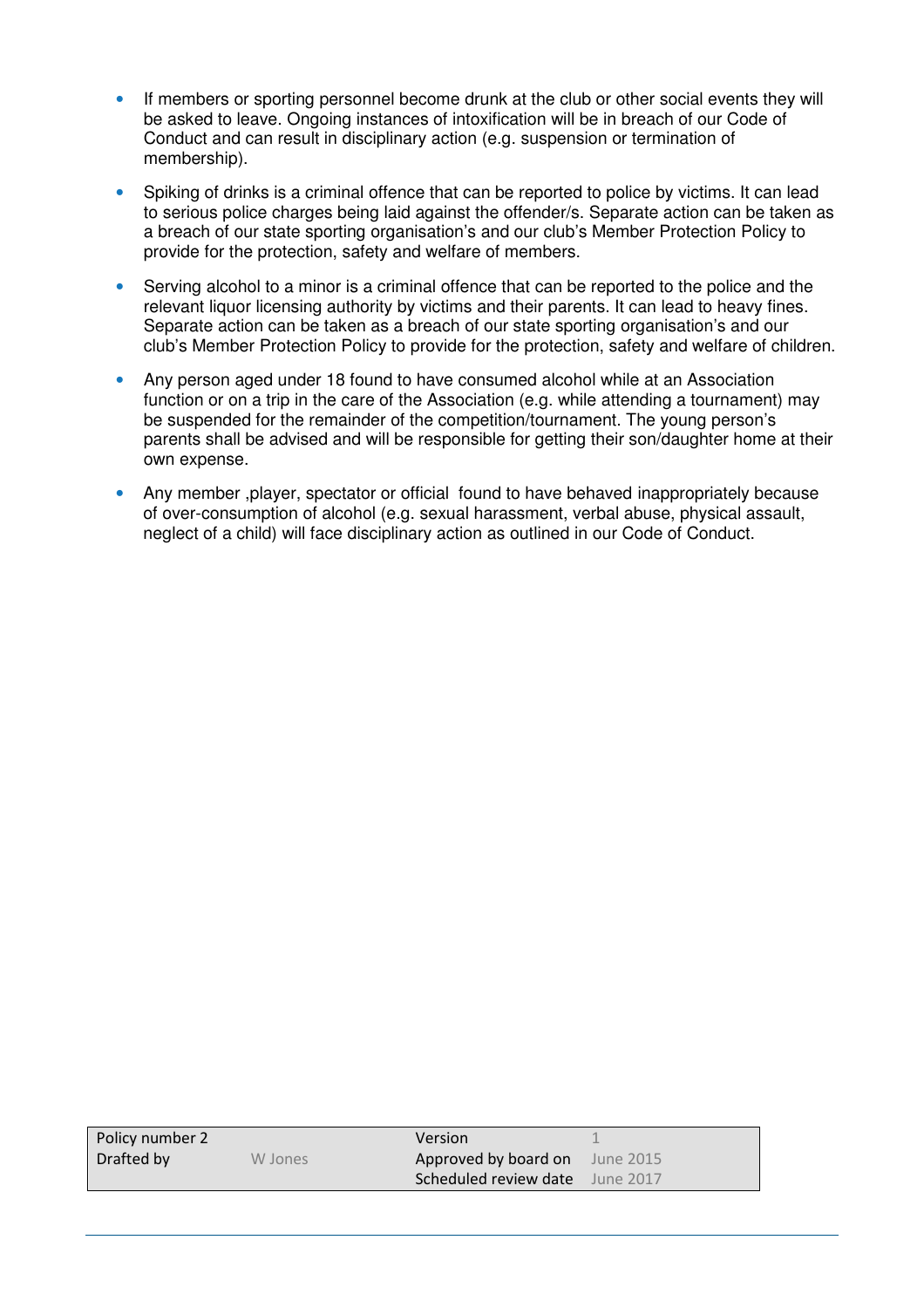- If members or sporting personnel become drunk at the club or other social events they will be asked to leave. Ongoing instances of intoxification will be in breach of our Code of Conduct and can result in disciplinary action (e.g. suspension or termination of membership).
- Spiking of drinks is a criminal offence that can be reported to police by victims. It can lead to serious police charges being laid against the offender/s. Separate action can be taken as a breach of our state sporting organisation's and our club's Member Protection Policy to provide for the protection, safety and welfare of members.
- Serving alcohol to a minor is a criminal offence that can be reported to the police and the relevant liquor licensing authority by victims and their parents. It can lead to heavy fines. Separate action can be taken as a breach of our state sporting organisation's and our club's Member Protection Policy to provide for the protection, safety and welfare of children.
- Any person aged under 18 found to have consumed alcohol while at an Association function or on a trip in the care of the Association (e.g. while attending a tournament) may be suspended for the remainder of the competition/tournament. The young person's parents shall be advised and will be responsible for getting their son/daughter home at their own expense.
- Any member ,player, spectator or official found to have behaved inappropriately because of over-consumption of alcohol (e.g. sexual harassment, verbal abuse, physical assault, neglect of a child) will face disciplinary action as outlined in our Code of Conduct.

| | | | |
|---|---|---|---|
| Policy number 2 | | Version | 1 |
| Drafted by | W Jones | Approved by board on | June 2015 |
| | | Scheduled review date | June 2017 |